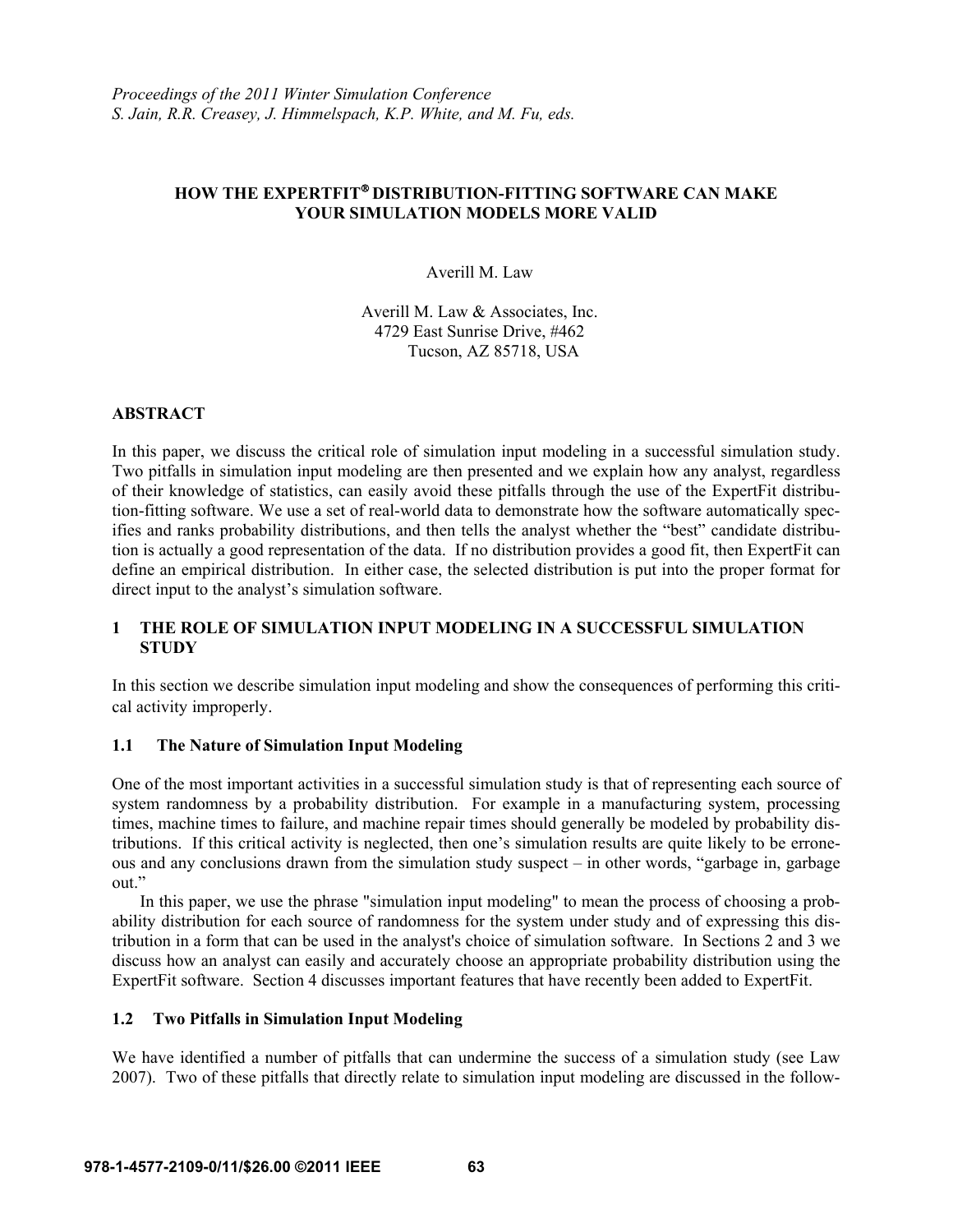*Proceedings of the 2011 Winter Simulation Conference*
*S. Jain, R.R. Creasey, J. Himmelspach, K.P. White, and M. Fu, eds.*

# HOW THE EXPERTFIT® DISTRIBUTION-FITTING SOFTWARE CAN MAKE YOUR SIMULATION MODELS MORE VALID

Averill M. Law

Averill M. Law & Associates, Inc.
4729 East Sunrise Drive, #462
Tucson, AZ 85718, USA

## ABSTRACT

In this paper, we discuss the critical role of simulation input modeling in a successful simulation study. Two pitfalls in simulation input modeling are then presented and we explain how any analyst, regardless of their knowledge of statistics, can easily avoid these pitfalls through the use of the ExpertFit distribution-fitting software. We use a set of real-world data to demonstrate how the software automatically specifies and ranks probability distributions, and then tells the analyst whether the "best" candidate distribution is actually a good representation of the data. If no distribution provides a good fit, then ExpertFit can define an empirical distribution. In either case, the selected distribution is put into the proper format for direct input to the analyst's simulation software.

## 1 THE ROLE OF SIMULATION INPUT MODELING IN A SUCCESSFUL SIMULATION STUDY

In this section we describe simulation input modeling and show the consequences of performing this critical activity improperly.

### 1.1 The Nature of Simulation Input Modeling

One of the most important activities in a successful simulation study is that of representing each source of system randomness by a probability distribution. For example in a manufacturing system, processing times, machine times to failure, and machine repair times should generally be modeled by probability distributions. If this critical activity is neglected, then one's simulation results are quite likely to be erroneous and any conclusions drawn from the simulation study suspect – in other words, "garbage in, garbage out."

In this paper, we use the phrase "simulation input modeling" to mean the process of choosing a probability distribution for each source of randomness for the system under study and of expressing this distribution in a form that can be used in the analyst's choice of simulation software. In Sections 2 and 3 we discuss how an analyst can easily and accurately choose an appropriate probability distribution using the ExpertFit software. Section 4 discusses important features that have recently been added to ExpertFit.

### 1.2 Two Pitfalls in Simulation Input Modeling

We have identified a number of pitfalls that can undermine the success of a simulation study (see Law 2007). Two of these pitfalls that directly relate to simulation input modeling are discussed in the follow-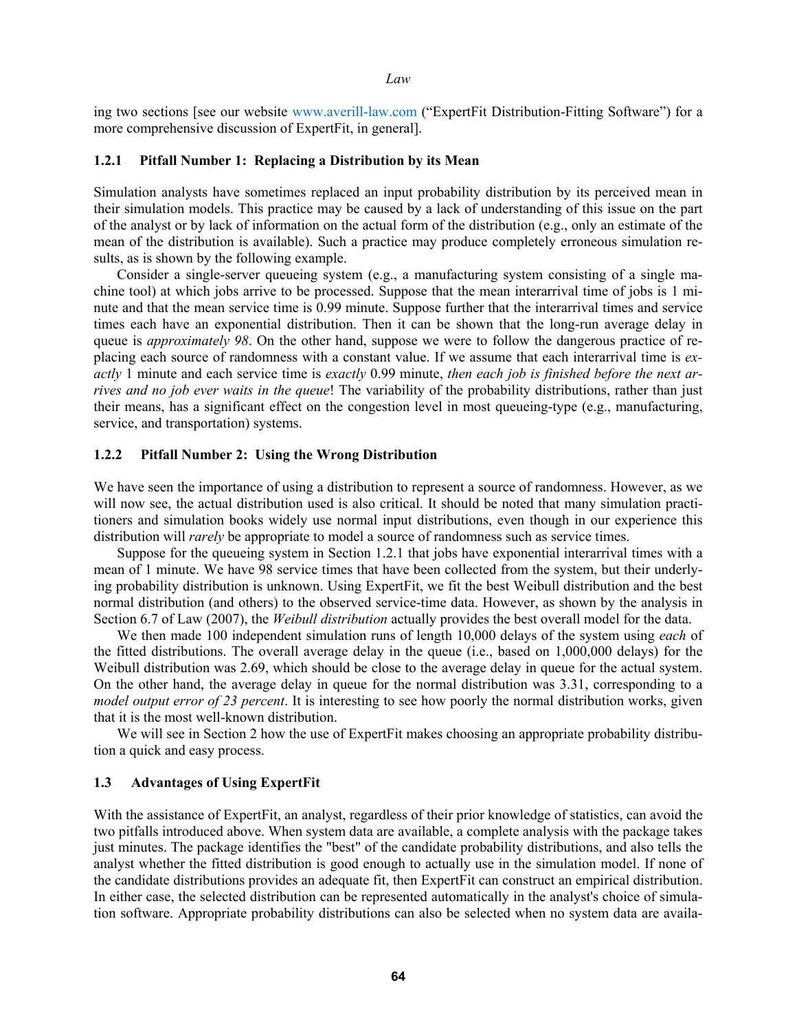ing two sections [see our website www.averill-law.com ("ExpertFit Distribution-Fitting Software") for a more comprehensive discussion of ExpertFit, in general].

### 1.2.1 Pitfall Number 1: Replacing a Distribution by its Mean

Simulation analysts have sometimes replaced an input probability distribution by its perceived mean in their simulation models. This practice may be caused by a lack of understanding of this issue on the part of the analyst or by lack of information on the actual form of the distribution (e.g., only an estimate of the mean of the distribution is available). Such a practice may produce completely erroneous simulation results, as is shown by the following example.

Consider a single-server queueing system (e.g., a manufacturing system consisting of a single machine tool) at which jobs arrive to be processed. Suppose that the mean interarrival time of jobs is 1 minute and that the mean service time is 0.99 minute. Suppose further that the interarrival times and service times each have an exponential distribution. Then it can be shown that the long-run average delay in queue is *approximately 98*. On the other hand, suppose we were to follow the dangerous practice of replacing each source of randomness with a constant value. If we assume that each interarrival time is *exactly* 1 minute and each service time is *exactly* 0.99 minute, *then each job is finished before the next arrives and no job ever waits in the queue*! The variability of the probability distributions, rather than just their means, has a significant effect on the congestion level in most queueing-type (e.g., manufacturing, service, and transportation) systems.

### 1.2.2 Pitfall Number 2: Using the Wrong Distribution

We have seen the importance of using a distribution to represent a source of randomness. However, as we will now see, the actual distribution used is also critical. It should be noted that many simulation practitioners and simulation books widely use normal input distributions, even though in our experience this distribution will *rarely* be appropriate to model a source of randomness such as service times.

Suppose for the queueing system in Section 1.2.1 that jobs have exponential interarrival times with a mean of 1 minute. We have 98 service times that have been collected from the system, but their underlying probability distribution is unknown. Using ExpertFit, we fit the best Weibull distribution and the best normal distribution (and others) to the observed service-time data. However, as shown by the analysis in Section 6.7 of Law (2007), the *Weibull distribution* actually provides the best overall model for the data.

We then made 100 independent simulation runs of length 10,000 delays of the system using *each* of the fitted distributions. The overall average delay in the queue (i.e., based on 1,000,000 delays) for the Weibull distribution was 2.69, which should be close to the average delay in queue for the actual system. On the other hand, the average delay in queue for the normal distribution was 3.31, corresponding to a *model output error of 23 percent*. It is interesting to see how poorly the normal distribution works, given that it is the most well-known distribution.

We will see in Section 2 how the use of ExpertFit makes choosing an appropriate probability distribution a quick and easy process.

## 1.3 Advantages of Using ExpertFit

With the assistance of ExpertFit, an analyst, regardless of their prior knowledge of statistics, can avoid the two pitfalls introduced above. When system data are available, a complete analysis with the package takes just minutes. The package identifies the "best" of the candidate probability distributions, and also tells the analyst whether the fitted distribution is good enough to actually use in the simulation model. If none of the candidate distributions provides an adequate fit, then ExpertFit can construct an empirical distribution. In either case, the selected distribution can be represented automatically in the analyst's choice of simulation software. Appropriate probability distributions can also be selected when no system data are availa-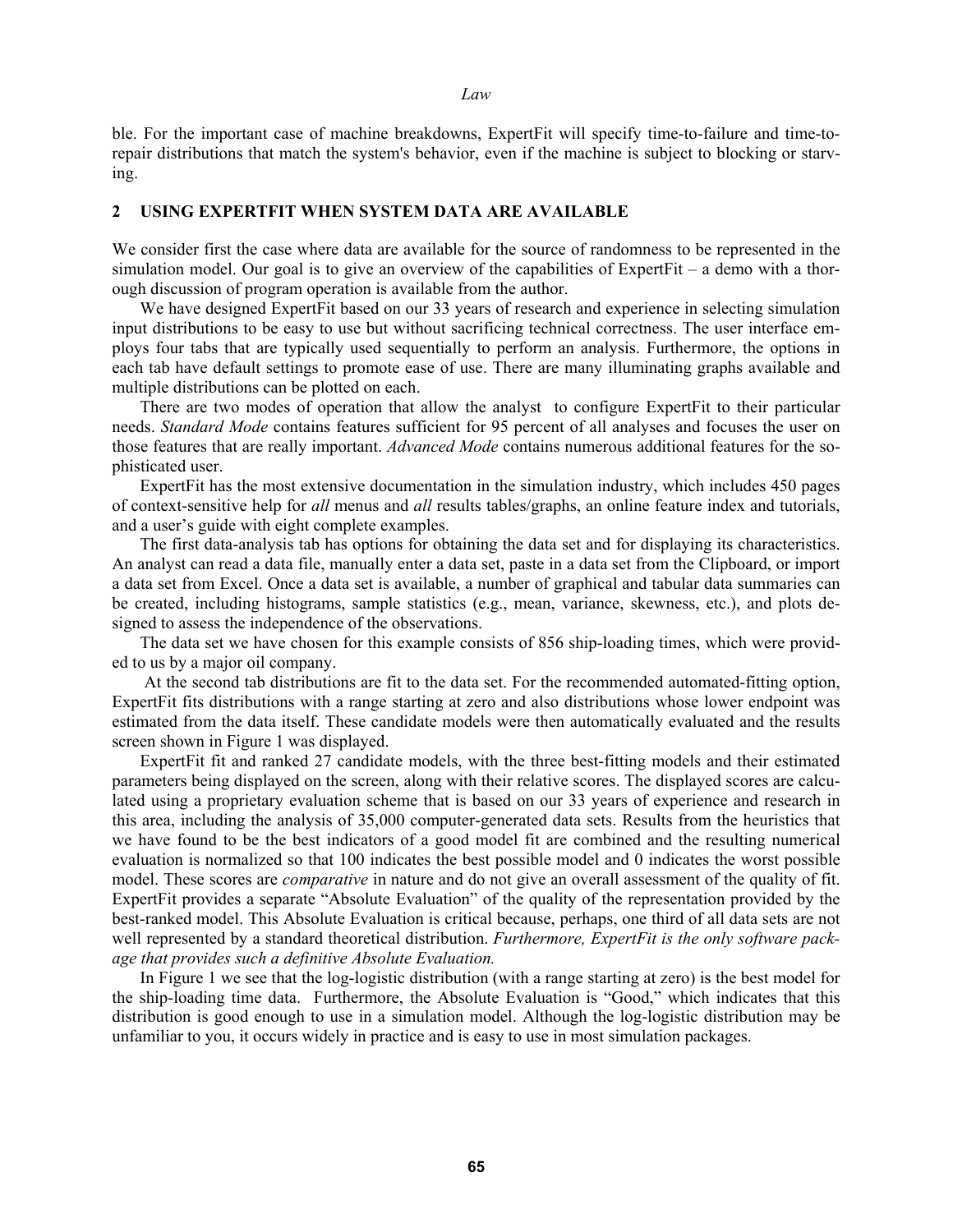ble. For the important case of machine breakdowns, ExpertFit will specify time-to-failure and time-to-repair distributions that match the system's behavior, even if the machine is subject to blocking or starving.

## 2 USING EXPERTFIT WHEN SYSTEM DATA ARE AVAILABLE

We consider first the case where data are available for the source of randomness to be represented in the simulation model. Our goal is to give an overview of the capabilities of ExpertFit – a demo with a thorough discussion of program operation is available from the author.

We have designed ExpertFit based on our 33 years of research and experience in selecting simulation input distributions to be easy to use but without sacrificing technical correctness. The user interface employs four tabs that are typically used sequentially to perform an analysis. Furthermore, the options in each tab have default settings to promote ease of use. There are many illuminating graphs available and multiple distributions can be plotted on each.

There are two modes of operation that allow the analyst to configure ExpertFit to their particular needs. *Standard Mode* contains features sufficient for 95 percent of all analyses and focuses the user on those features that are really important. *Advanced Mode* contains numerous additional features for the sophisticated user.

ExpertFit has the most extensive documentation in the simulation industry, which includes 450 pages of context-sensitive help for *all* menus and *all* results tables/graphs, an online feature index and tutorials, and a user's guide with eight complete examples.

The first data-analysis tab has options for obtaining the data set and for displaying its characteristics. An analyst can read a data file, manually enter a data set, paste in a data set from the Clipboard, or import a data set from Excel. Once a data set is available, a number of graphical and tabular data summaries can be created, including histograms, sample statistics (e.g., mean, variance, skewness, etc.), and plots designed to assess the independence of the observations.

The data set we have chosen for this example consists of 856 ship-loading times, which were provided to us by a major oil company.

At the second tab distributions are fit to the data set. For the recommended automated-fitting option, ExpertFit fits distributions with a range starting at zero and also distributions whose lower endpoint was estimated from the data itself. These candidate models were then automatically evaluated and the results screen shown in Figure 1 was displayed.

ExpertFit fit and ranked 27 candidate models, with the three best-fitting models and their estimated parameters being displayed on the screen, along with their relative scores. The displayed scores are calculated using a proprietary evaluation scheme that is based on our 33 years of experience and research in this area, including the analysis of 35,000 computer-generated data sets. Results from the heuristics that we have found to be the best indicators of a good model fit are combined and the resulting numerical evaluation is normalized so that 100 indicates the best possible model and 0 indicates the worst possible model. These scores are *comparative* in nature and do not give an overall assessment of the quality of fit. ExpertFit provides a separate "Absolute Evaluation" of the quality of the representation provided by the best-ranked model. This Absolute Evaluation is critical because, perhaps, one third of all data sets are not well represented by a standard theoretical distribution. *Furthermore, ExpertFit is the only software package that provides such a definitive Absolute Evaluation.*

In Figure 1 we see that the log-logistic distribution (with a range starting at zero) is the best model for the ship-loading time data. Furthermore, the Absolute Evaluation is "Good," which indicates that this distribution is good enough to use in a simulation model. Although the log-logistic distribution may be unfamiliar to you, it occurs widely in practice and is easy to use in most simulation packages.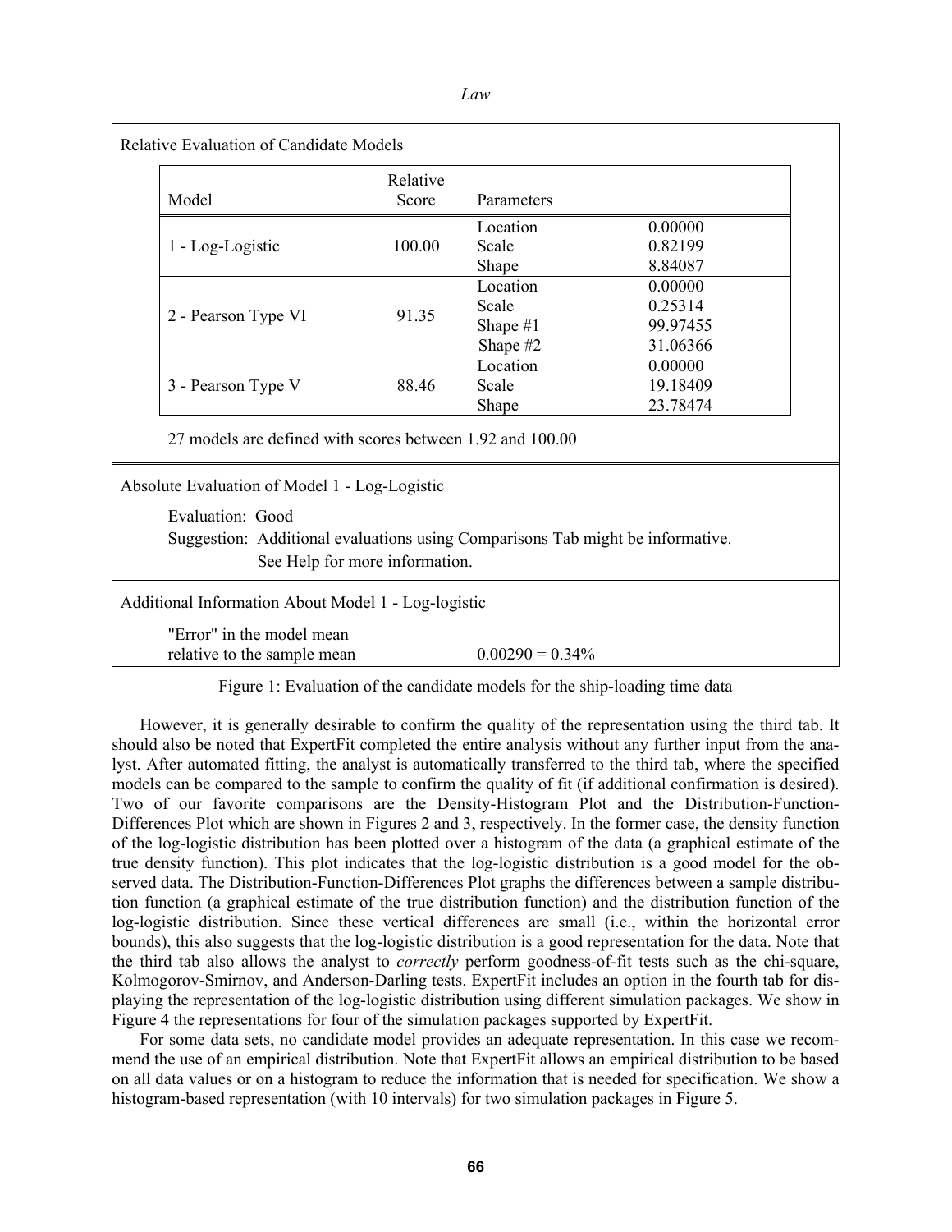Relative Evaluation of Candidate Models

| Model | Relative Score | Parameters | |
|---|---|---|---|
| 1 - Log-Logistic | 100.00 | Location | 0.00000 |
| | | Scale | 0.82199 |
| | | Shape | 8.84087 |
| 2 - Pearson Type VI | 91.35 | Location | 0.00000 |
| | | Scale | 0.25314 |
| | | Shape #1 | 99.97455 |
| | | Shape #2 | 31.06366 |
| 3 - Pearson Type V | 88.46 | Location | 0.00000 |
| | | Scale | 19.18409 |
| | | Shape | 23.78474 |

27 models are defined with scores between 1.92 and 100.00

Absolute Evaluation of Model 1 - Log-Logistic

Evaluation: Good

Suggestion: Additional evaluations using Comparisons Tab might be informative. See Help for more information.

Additional Information About Model 1 - Log-logistic

"Error" in the model mean relative to the sample mean    0.00290 = 0.34%

Figure 1: Evaluation of the candidate models for the ship-loading time data

However, it is generally desirable to confirm the quality of the representation using the third tab. It should also be noted that ExpertFit completed the entire analysis without any further input from the analyst. After automated fitting, the analyst is automatically transferred to the third tab, where the specified models can be compared to the sample to confirm the quality of fit (if additional confirmation is desired). Two of our favorite comparisons are the Density-Histogram Plot and the Distribution-Function-Differences Plot which are shown in Figures 2 and 3, respectively. In the former case, the density function of the log-logistic distribution has been plotted over a histogram of the data (a graphical estimate of the true density function). This plot indicates that the log-logistic distribution is a good model for the observed data. The Distribution-Function-Differences Plot graphs the differences between a sample distribution function (a graphical estimate of the true distribution function) and the distribution function of the log-logistic distribution. Since these vertical differences are small (i.e., within the horizontal error bounds), this also suggests that the log-logistic distribution is a good representation for the data. Note that the third tab also allows the analyst to *correctly* perform goodness-of-fit tests such as the chi-square, Kolmogorov-Smirnov, and Anderson-Darling tests. ExpertFit includes an option in the fourth tab for displaying the representation of the log-logistic distribution using different simulation packages. We show in Figure 4 the representations for four of the simulation packages supported by ExpertFit.

For some data sets, no candidate model provides an adequate representation. In this case we recommend the use of an empirical distribution. Note that ExpertFit allows an empirical distribution to be based on all data values or on a histogram to reduce the information that is needed for specification. We show a histogram-based representation (with 10 intervals) for two simulation packages in Figure 5.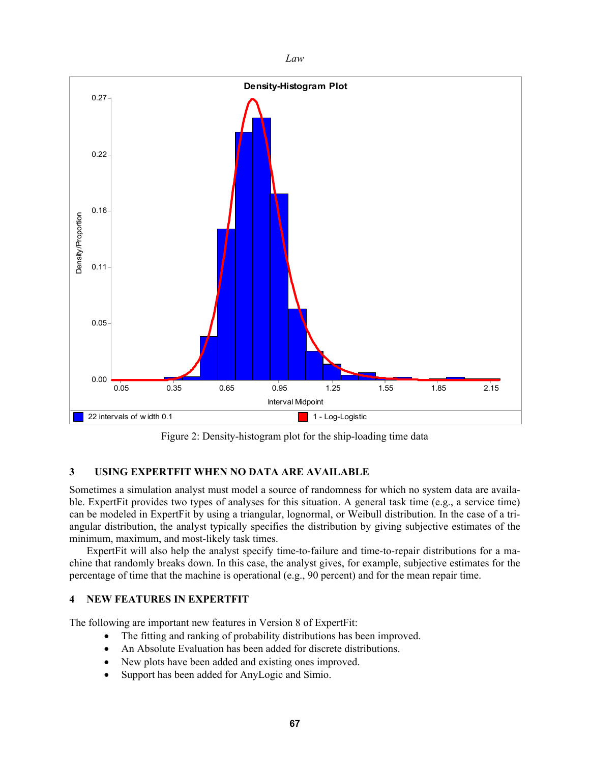Figure 2: Density-histogram plot for the ship-loading time data

## 3 USING EXPERTFIT WHEN NO DATA ARE AVAILABLE

Sometimes a simulation analyst must model a source of randomness for which no system data are available. ExpertFit provides two types of analyses for this situation. A general task time (e.g., a service time) can be modeled in ExpertFit by using a triangular, lognormal, or Weibull distribution. In the case of a triangular distribution, the analyst typically specifies the distribution by giving subjective estimates of the minimum, maximum, and most-likely task times.

ExpertFit will also help the analyst specify time-to-failure and time-to-repair distributions for a machine that randomly breaks down. In this case, the analyst gives, for example, subjective estimates for the percentage of time that the machine is operational (e.g., 90 percent) and for the mean repair time.

## 4 NEW FEATURES IN EXPERTFIT

The following are important new features in Version 8 of ExpertFit:

- The fitting and ranking of probability distributions has been improved.
- An Absolute Evaluation has been added for discrete distributions.
- New plots have been added and existing ones improved.
- Support has been added for AnyLogic and Simio.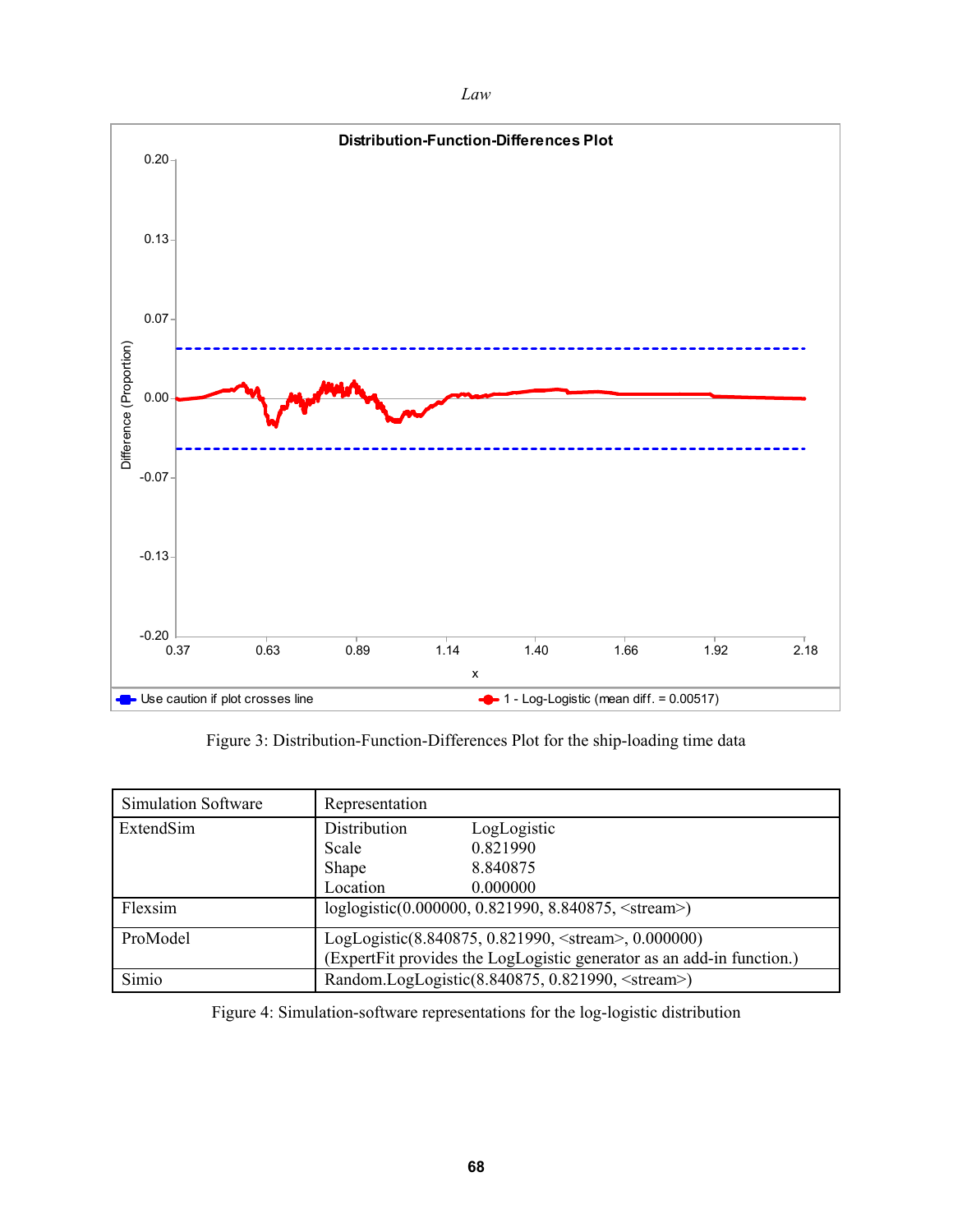Figure 3: Distribution-Function-Differences Plot for the ship-loading time data

| Simulation Software | Representation |
|---|---|
| ExtendSim | Distribution LogLogistic<br>Scale 0.821990<br>Shape 8.840875<br>Location 0.000000 |
| Flexsim | loglogistic(0.000000, 0.821990, 8.840875, <stream>) |
| ProModel | LogLogistic(8.840875, 0.821990, <stream>, 0.000000)<br>(ExpertFit provides the LogLogistic generator as an add-in function.) |
| Simio | Random.LogLogistic(8.840875, 0.821990, <stream>) |

Figure 4: Simulation-software representations for the log-logistic distribution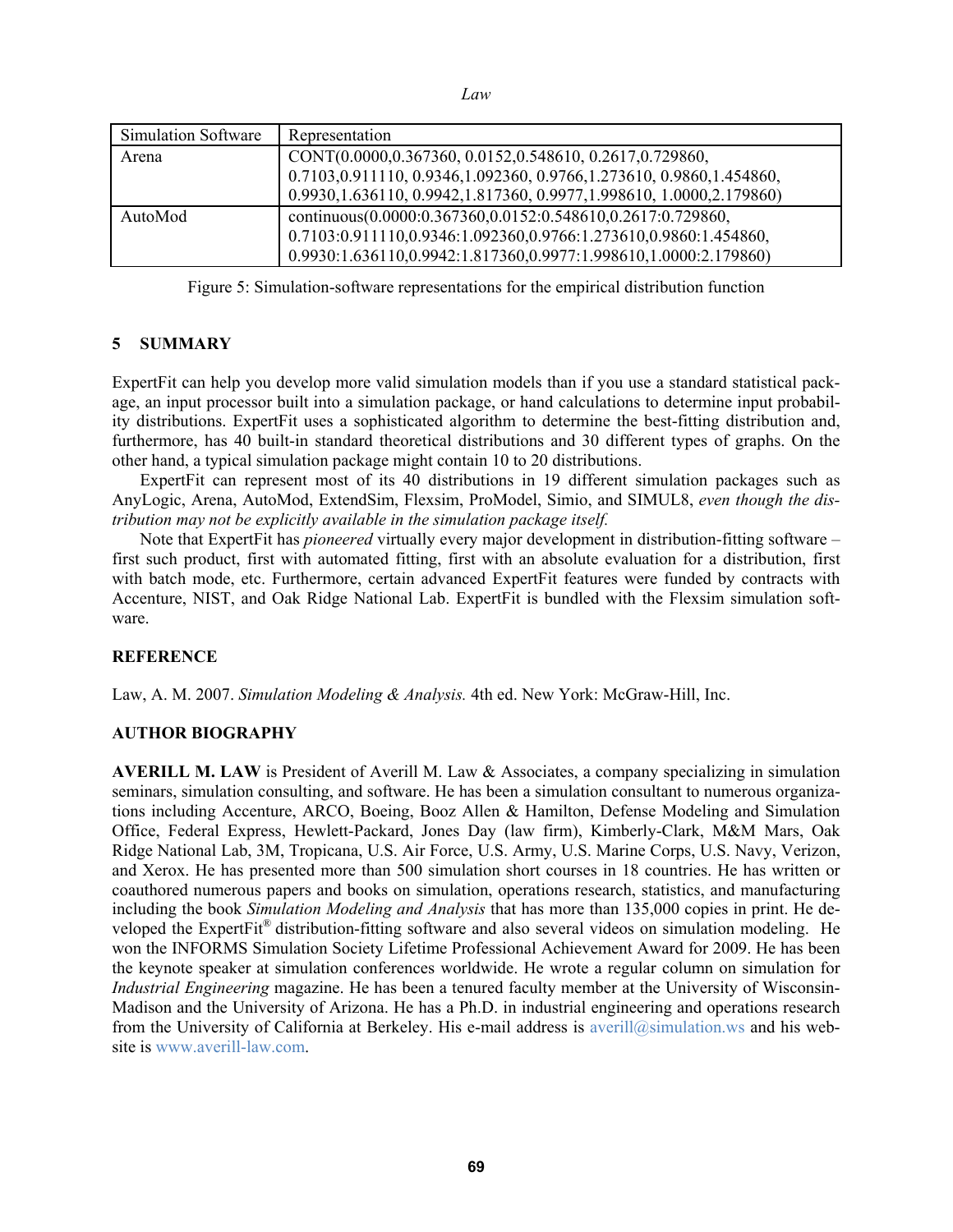| Simulation Software | Representation |
|---|---|
| Arena | CONT(0.0000,0.367360, 0.0152,0.548610, 0.2617,0.729860, 0.7103,0.911110, 0.9346,1.092360, 0.9766,1.273610, 0.9860,1.454860, 0.9930,1.636110, 0.9942,1.817360, 0.9977,1.998610, 1.0000,2.179860) |
| AutoMod | continuous(0.0000:0.367360,0.0152:0.548610,0.2617:0.729860, 0.7103:0.911110,0.9346:1.092360,0.9766:1.273610,0.9860:1.454860, 0.9930:1.636110,0.9942:1.817360,0.9977:1.998610,1.0000:2.179860) |

Figure 5: Simulation-software representations for the empirical distribution function

## 5 SUMMARY

ExpertFit can help you develop more valid simulation models than if you use a standard statistical package, an input processor built into a simulation package, or hand calculations to determine input probability distributions. ExpertFit uses a sophisticated algorithm to determine the best-fitting distribution and, furthermore, has 40 built-in standard theoretical distributions and 30 different types of graphs. On the other hand, a typical simulation package might contain 10 to 20 distributions.

ExpertFit can represent most of its 40 distributions in 19 different simulation packages such as AnyLogic, Arena, AutoMod, ExtendSim, Flexsim, ProModel, Simio, and SIMUL8, *even though the distribution may not be explicitly available in the simulation package itself.*

Note that ExpertFit has *pioneered* virtually every major development in distribution-fitting software – first such product, first with automated fitting, first with an absolute evaluation for a distribution, first with batch mode, etc. Furthermore, certain advanced ExpertFit features were funded by contracts with Accenture, NIST, and Oak Ridge National Lab. ExpertFit is bundled with the Flexsim simulation software.

## REFERENCE

Law, A. M. 2007. *Simulation Modeling & Analysis.* 4th ed. New York: McGraw-Hill, Inc.

## AUTHOR BIOGRAPHY

**AVERILL M. LAW** is President of Averill M. Law & Associates, a company specializing in simulation seminars, simulation consulting, and software. He has been a simulation consultant to numerous organizations including Accenture, ARCO, Boeing, Booz Allen & Hamilton, Defense Modeling and Simulation Office, Federal Express, Hewlett-Packard, Jones Day (law firm), Kimberly-Clark, M&M Mars, Oak Ridge National Lab, 3M, Tropicana, U.S. Air Force, U.S. Army, U.S. Marine Corps, U.S. Navy, Verizon, and Xerox. He has presented more than 500 simulation short courses in 18 countries. He has written or coauthored numerous papers and books on simulation, operations research, statistics, and manufacturing including the book *Simulation Modeling and Analysis* that has more than 135,000 copies in print. He developed the ExpertFit® distribution-fitting software and also several videos on simulation modeling. He won the INFORMS Simulation Society Lifetime Professional Achievement Award for 2009. He has been the keynote speaker at simulation conferences worldwide. He wrote a regular column on simulation for *Industrial Engineering* magazine. He has been a tenured faculty member at the University of Wisconsin-Madison and the University of Arizona. He has a Ph.D. in industrial engineering and operations research from the University of California at Berkeley. His e-mail address is averill@simulation.ws and his website is www.averill-law.com.